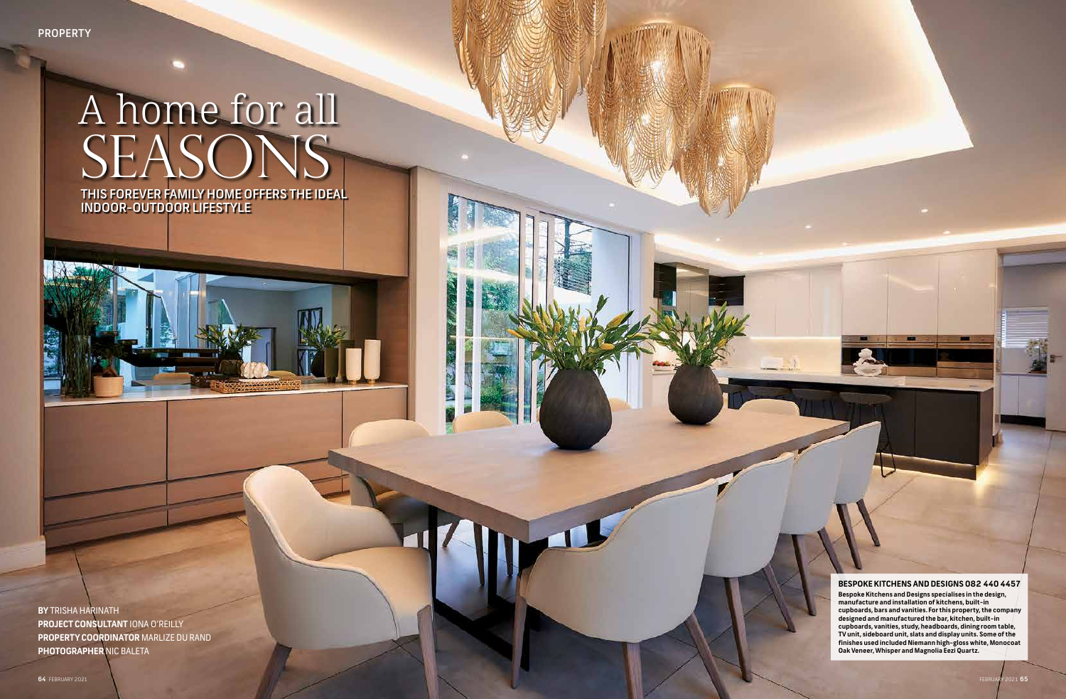PROPERTY

# A home for all SEASONS

## THIS FOREVER FAMILY HOME OFFERS THE IDEAL INDOOR-OUTDOOR LIFESTYLE

**BY** TRISHA HARINATH
**PROJECT CONSULTANT** IONA O'REILLY
**PROPERTY COORDINATOR** MARLIZE DU RAND
**PHOTOGRAPHER** NIC BALETA

**BESPOKE KITCHENS AND DESIGNS 082 440 4457**

**Bespoke Kitchens and Designs specialises in the design, manufacture and installation of kitchens, built-in cupboards, bars and vanities. For this property, the company designed and manufactured the bar, kitchen, built-in cupboards, vanities, study, headboards, dining room table, TV unit, sideboard unit, slats and display units. Some of the finishes used included Niemann high-gloss white, Monocoat Oak Veneer, Whisper and Magnolia Eezi Quartz.**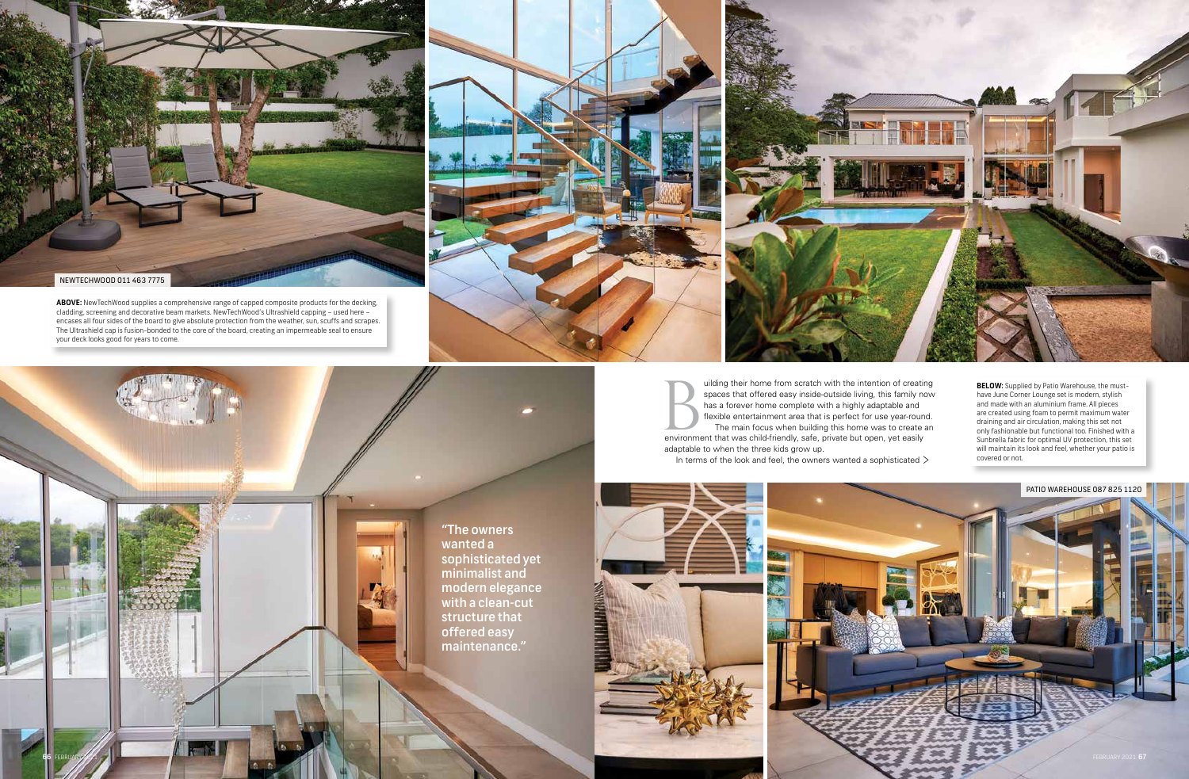NEWTECHWOOD 011 463 7775

**ABOVE:** NewTechWood supplies a comprehensive range of capped composite products for the decking, cladding, screening and decorative beam markets. NewTechWood's Ultrashield capping – used here – encases all four sides of the board to give absolute protection from the weather, sun, scuffs and scrapes. The Ultrashield cap is fusion-bonded to the core of the board, creating an impermeable seal to ensure your deck looks good for years to come.

Building their home from scratch with the intention of creating spaces that offered easy inside-outside living, this family now has a forever home complete with a highly adaptable and flexible entertainment area that is perfect for use year-round.

The main focus when building this home was to create an environment that was child-friendly, safe, private but open, yet easily adaptable to when the three kids grow up.

In terms of the look and feel, the owners wanted a sophisticated >

**BELOW:** Supplied by Patio Warehouse, the must-have June Corner Lounge set is modern, stylish and made with an aluminium frame. All pieces are created using foam to permit maximum water draining and air circulation, making this set not only fashionable but functional too. Finished with a Sunbrella fabric for optimal UV protection, this set will maintain its look and feel, whether your patio is covered or not.

PATIO WAREHOUSE 087 825 1120

"The owners wanted a sophisticated yet minimalist and modern elegance with a clean-cut structure that offered easy maintenance."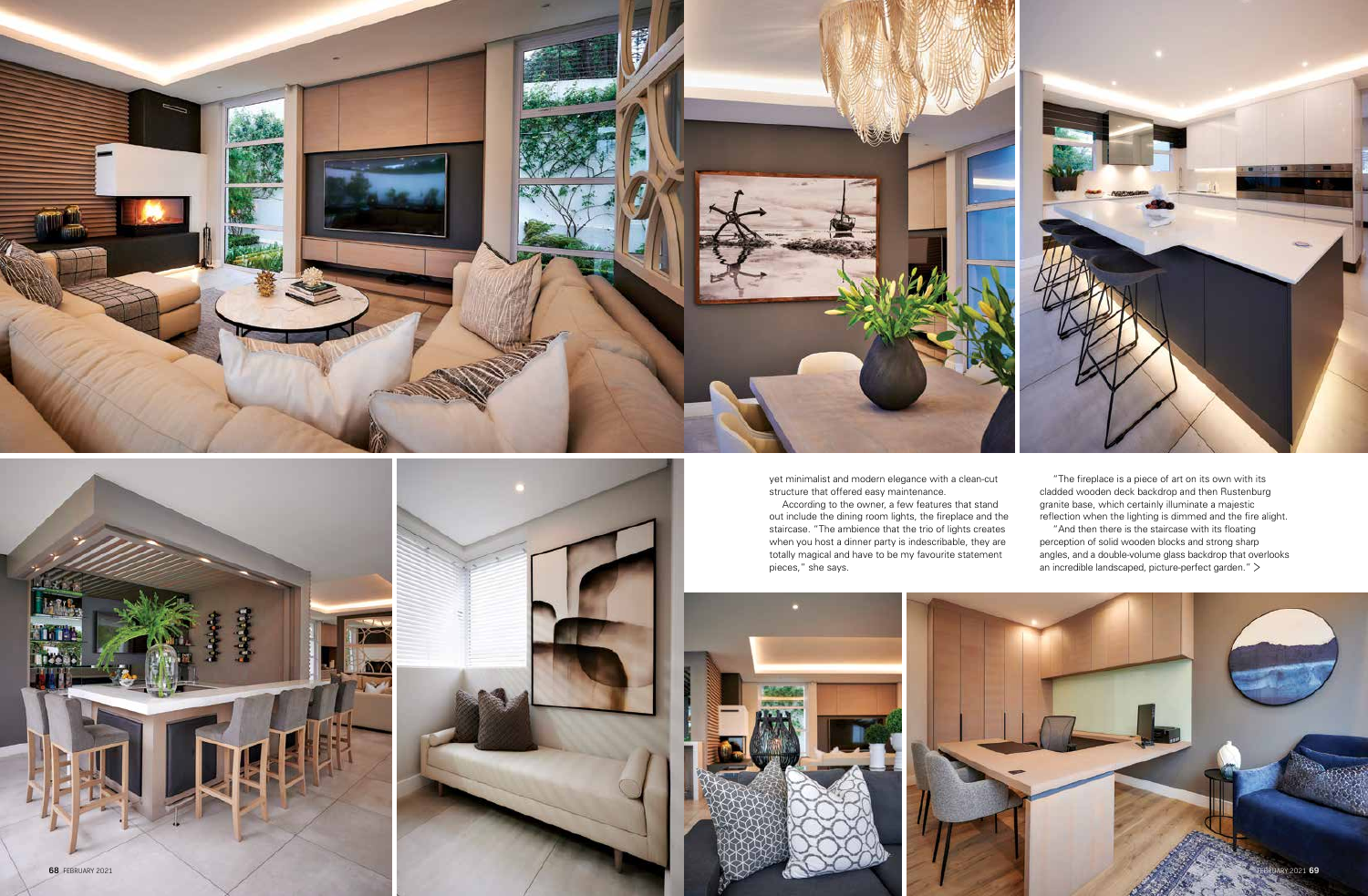yet minimalist and modern elegance with a clean-cut structure that offered easy maintenance.

According to the owner, a few features that stand out include the dining room lights, the fireplace and the staircase. "The ambience that the trio of lights creates when you host a dinner party is indescribable, they are totally magical and have to be my favourite statement pieces," she says.

"The fireplace is a piece of art on its own with its cladded wooden deck backdrop and then Rustenburg granite base, which certainly illuminate a majestic reflection when the lighting is dimmed and the fire alight.

"And then there is the staircase with its floating perception of solid wooden blocks and strong sharp angles, and a double-volume glass backdrop that overlooks an incredible landscaped, picture-perfect garden." >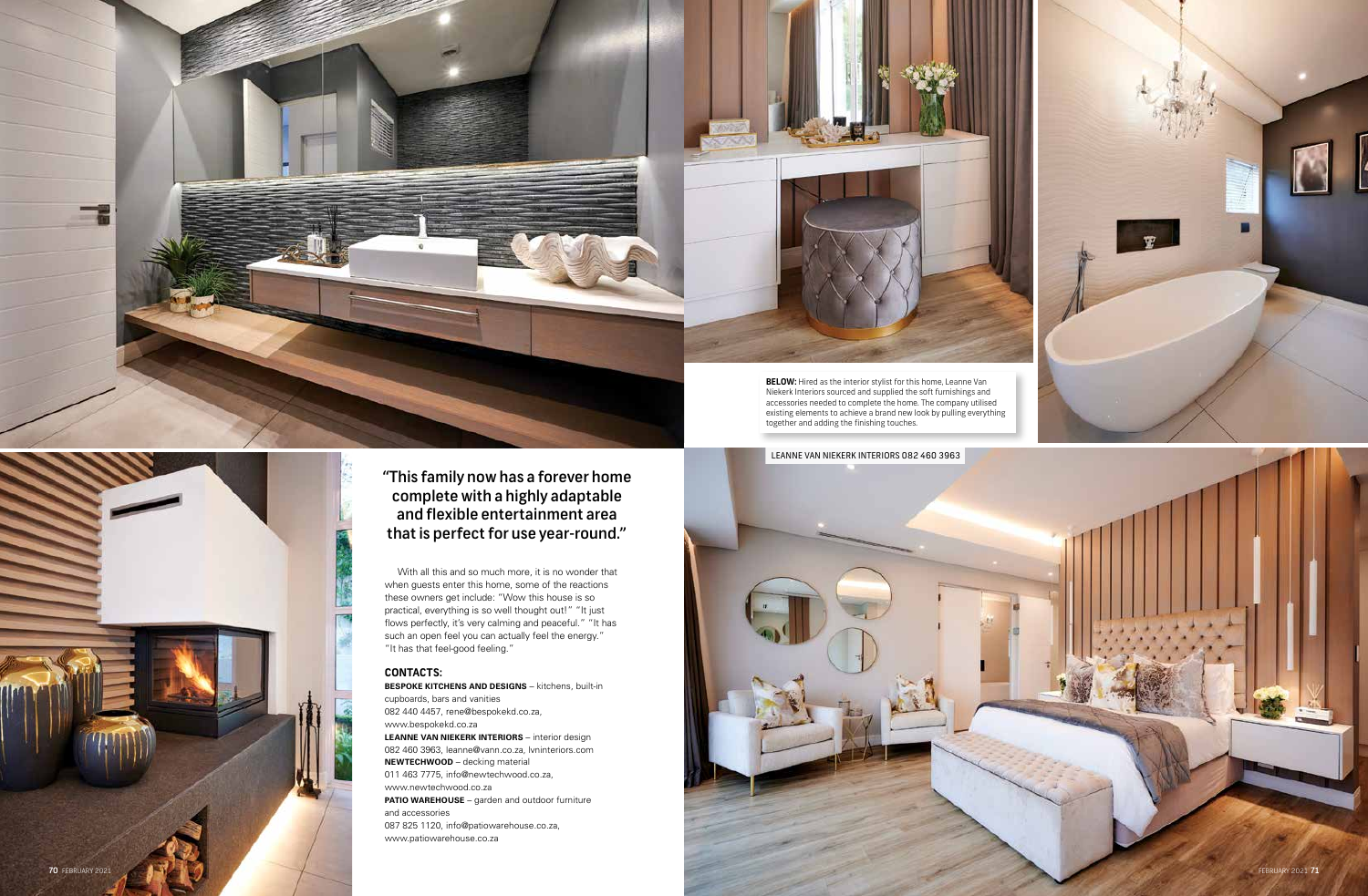**BELOW:** Hired as the interior stylist for this home, Leanne Van Niekerk Interiors sourced and supplied the soft furnishings and accessories needed to complete the home. The company utilised existing elements to achieve a brand new look by pulling everything together and adding the finishing touches.

LEANNE VAN NIEKERK INTERIORS 082 460 3963

## "This family now has a forever home complete with a highly adaptable and flexible entertainment area that is perfect for use year-round."

With all this and so much more, it is no wonder that when guests enter this home, some of the reactions these owners get include: "Wow this house is so practical, everything is so well thought out!" "It just flows perfectly, it's very calming and peaceful." "It has such an open feel you can actually feel the energy." "It has that feel-good feeling."

### CONTACTS:

**BESPOKE KITCHENS AND DESIGNS** – kitchens, built-in cupboards, bars and vanities
082 440 4457, rene@bespokekd.co.za,
www.bespokekd.co.za

**LEANNE VAN NIEKERK INTERIORS** – interior design
082 460 3963, leanne@vann.co.za, lvninteriors.com

**NEWTECHWOOD** – decking material
011 463 7775, info@newtechwood.co.za,
www.newtechwood.co.za

**PATIO WAREHOUSE** – garden and outdoor furniture and accessories
087 825 1120, info@patiowarehouse.co.za,
www.patiowarehouse.co.za